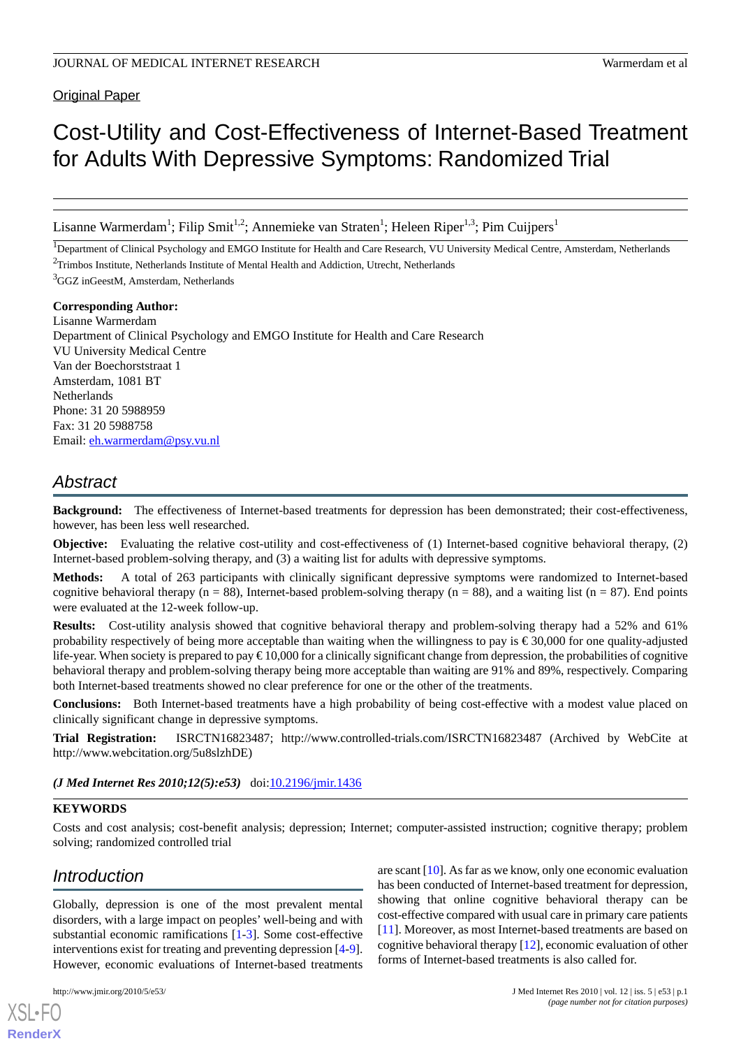Original Paper

# Cost-Utility and Cost-Effectiveness of Internet-Based Treatment for Adults With Depressive Symptoms: Randomized Trial

Lisanne Warmerdam[1]; Filip Smit[1,2]; Annemieke van Straten[1]; Heleen Riper[1,3]; Pim Cuijpers[1]

[1]Department of Clinical Psychology and EMGO Institute for Health and Care Research, VU University Medical Centre, Amsterdam, Netherlands

[2]Trimbos Institute, Netherlands Institute of Mental Health and Addiction, Utrecht, Netherlands

[3]GGZ inGeestM, Amsterdam, Netherlands

**Corresponding Author:**
Lisanne Warmerdam
Department of Clinical Psychology and EMGO Institute for Health and Care Research
VU University Medical Centre
Van der Boechorststraat 1
Amsterdam, 1081 BT
Netherlands
Phone: 31 20 5988959
Fax: 31 20 5988758
Email: eh.warmerdam@psy.vu.nl

## Abstract

**Background:** The effectiveness of Internet-based treatments for depression has been demonstrated; their cost-effectiveness, however, has been less well researched.

**Objective:** Evaluating the relative cost-utility and cost-effectiveness of (1) Internet-based cognitive behavioral therapy, (2) Internet-based problem-solving therapy, and (3) a waiting list for adults with depressive symptoms.

**Methods:** A total of 263 participants with clinically significant depressive symptoms were randomized to Internet-based cognitive behavioral therapy (n = 88), Internet-based problem-solving therapy (n = 88), and a waiting list (n = 87). End points were evaluated at the 12-week follow-up.

**Results:** Cost-utility analysis showed that cognitive behavioral therapy and problem-solving therapy had a 52% and 61% probability respectively of being more acceptable than waiting when the willingness to pay is €30,000 for one quality-adjusted life-year. When society is prepared to pay €10,000 for a clinically significant change from depression, the probabilities of cognitive behavioral therapy and problem-solving therapy being more acceptable than waiting are 91% and 89%, respectively. Comparing both Internet-based treatments showed no clear preference for one or the other of the treatments.

**Conclusions:** Both Internet-based treatments have a high probability of being cost-effective with a modest value placed on clinically significant change in depressive symptoms.

**Trial Registration:** ISRCTN16823487; http://www.controlled-trials.com/ISRCTN16823487 (Archived by WebCite at http://www.webcitation.org/5u8slzhDE)

***(J Med Internet Res 2010;12(5):e53)*** doi:10.2196/jmir.1436

**KEYWORDS**

Costs and cost analysis; cost-benefit analysis; depression; Internet; computer-assisted instruction; cognitive therapy; problem solving; randomized controlled trial

## Introduction

Globally, depression is one of the most prevalent mental disorders, with a large impact on peoples' well-being and with substantial economic ramifications [1-3]. Some cost-effective interventions exist for treating and preventing depression [4-9]. However, economic evaluations of Internet-based treatments are scant [10]. As far as we know, only one economic evaluation has been conducted of Internet-based treatment for depression, showing that online cognitive behavioral therapy can be cost-effective compared with usual care in primary care patients [11]. Moreover, as most Internet-based treatments are based on cognitive behavioral therapy [12], economic evaluation of other forms of Internet-based treatments is also called for.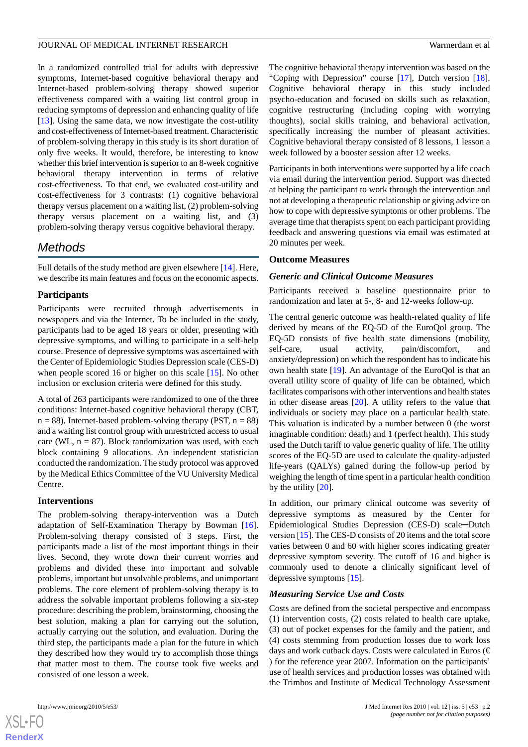In a randomized controlled trial for adults with depressive symptoms, Internet-based cognitive behavioral therapy and Internet-based problem-solving therapy showed superior effectiveness compared with a waiting list control group in reducing symptoms of depression and enhancing quality of life [13]. Using the same data, we now investigate the cost-utility and cost-effectiveness of Internet-based treatment. Characteristic of problem-solving therapy in this study is its short duration of only five weeks. It would, therefore, be interesting to know whether this brief intervention is superior to an 8-week cognitive behavioral therapy intervention in terms of relative cost-effectiveness. To that end, we evaluated cost-utility and cost-effectiveness for 3 contrasts: (1) cognitive behavioral therapy versus placement on a waiting list, (2) problem-solving therapy versus placement on a waiting list, and (3) problem-solving therapy versus cognitive behavioral therapy.

## Methods

Full details of the study method are given elsewhere [14]. Here, we describe its main features and focus on the economic aspects.

### Participants

Participants were recruited through advertisements in newspapers and via the Internet. To be included in the study, participants had to be aged 18 years or older, presenting with depressive symptoms, and willing to participate in a self-help course. Presence of depressive symptoms was ascertained with the Center of Epidemiologic Studies Depression scale (CES-D) when people scored 16 or higher on this scale [15]. No other inclusion or exclusion criteria were defined for this study.

A total of 263 participants were randomized to one of the three conditions: Internet-based cognitive behavioral therapy (CBT, n = 88), Internet-based problem-solving therapy (PST, n = 88) and a waiting list control group with unrestricted access to usual care (WL, n = 87). Block randomization was used, with each block containing 9 allocations. An independent statistician conducted the randomization. The study protocol was approved by the Medical Ethics Committee of the VU University Medical Centre.

### Interventions

The problem-solving therapy-intervention was a Dutch adaptation of Self-Examination Therapy by Bowman [16]. Problem-solving therapy consisted of 3 steps. First, the participants made a list of the most important things in their lives. Second, they wrote down their current worries and problems and divided these into important and solvable problems, important but unsolvable problems, and unimportant problems. The core element of problem-solving therapy is to address the solvable important problems following a six-step procedure: describing the problem, brainstorming, choosing the best solution, making a plan for carrying out the solution, actually carrying out the solution, and evaluation. During the third step, the participants made a plan for the future in which they described how they would try to accomplish those things that matter most to them. The course took five weeks and consisted of one lesson a week.

The cognitive behavioral therapy intervention was based on the "Coping with Depression" course [17], Dutch version [18]. Cognitive behavioral therapy in this study included psycho-education and focused on skills such as relaxation, cognitive restructuring (including coping with worrying thoughts), social skills training, and behavioral activation, specifically increasing the number of pleasant activities. Cognitive behavioral therapy consisted of 8 lessons, 1 lesson a week followed by a booster session after 12 weeks.

Participants in both interventions were supported by a life coach via email during the intervention period. Support was directed at helping the participant to work through the intervention and not at developing a therapeutic relationship or giving advice on how to cope with depressive symptoms or other problems. The average time that therapists spent on each participant providing feedback and answering questions via email was estimated at 20 minutes per week.

### Outcome Measures

#### *Generic and Clinical Outcome Measures*

Participants received a baseline questionnaire prior to randomization and later at 5-, 8- and 12-weeks follow-up.

The central generic outcome was health-related quality of life derived by means of the EQ-5D of the EuroQol group. The EQ-5D consists of five health state dimensions (mobility, self-care, usual activity, pain/discomfort, and anxiety/depression) on which the respondent has to indicate his own health state [19]. An advantage of the EuroQol is that an overall utility score of quality of life can be obtained, which facilitates comparisons with other interventions and health states in other disease areas [20]. A utility refers to the value that individuals or society may place on a particular health state. This valuation is indicated by a number between 0 (the worst imaginable condition: death) and 1 (perfect health). This study used the Dutch tariff to value generic quality of life. The utility scores of the EQ-5D are used to calculate the quality-adjusted life-years (QALYs) gained during the follow-up period by weighing the length of time spent in a particular health condition by the utility [20].

In addition, our primary clinical outcome was severity of depressive symptoms as measured by the Center for Epidemiological Studies Depression (CES-D) scale—Dutch version [15]. The CES-D consists of 20 items and the total score varies between 0 and 60 with higher scores indicating greater depressive symptom severity. The cutoff of 16 and higher is commonly used to denote a clinically significant level of depressive symptoms [15].

#### *Measuring Service Use and Costs*

Costs are defined from the societal perspective and encompass (1) intervention costs, (2) costs related to health care uptake, (3) out of pocket expenses for the family and the patient, and (4) costs stemming from production losses due to work loss days and work cutback days. Costs were calculated in Euros (€) for the reference year 2007. Information on the participants' use of health services and production losses was obtained with the Trimbos and Institute of Medical Technology Assessment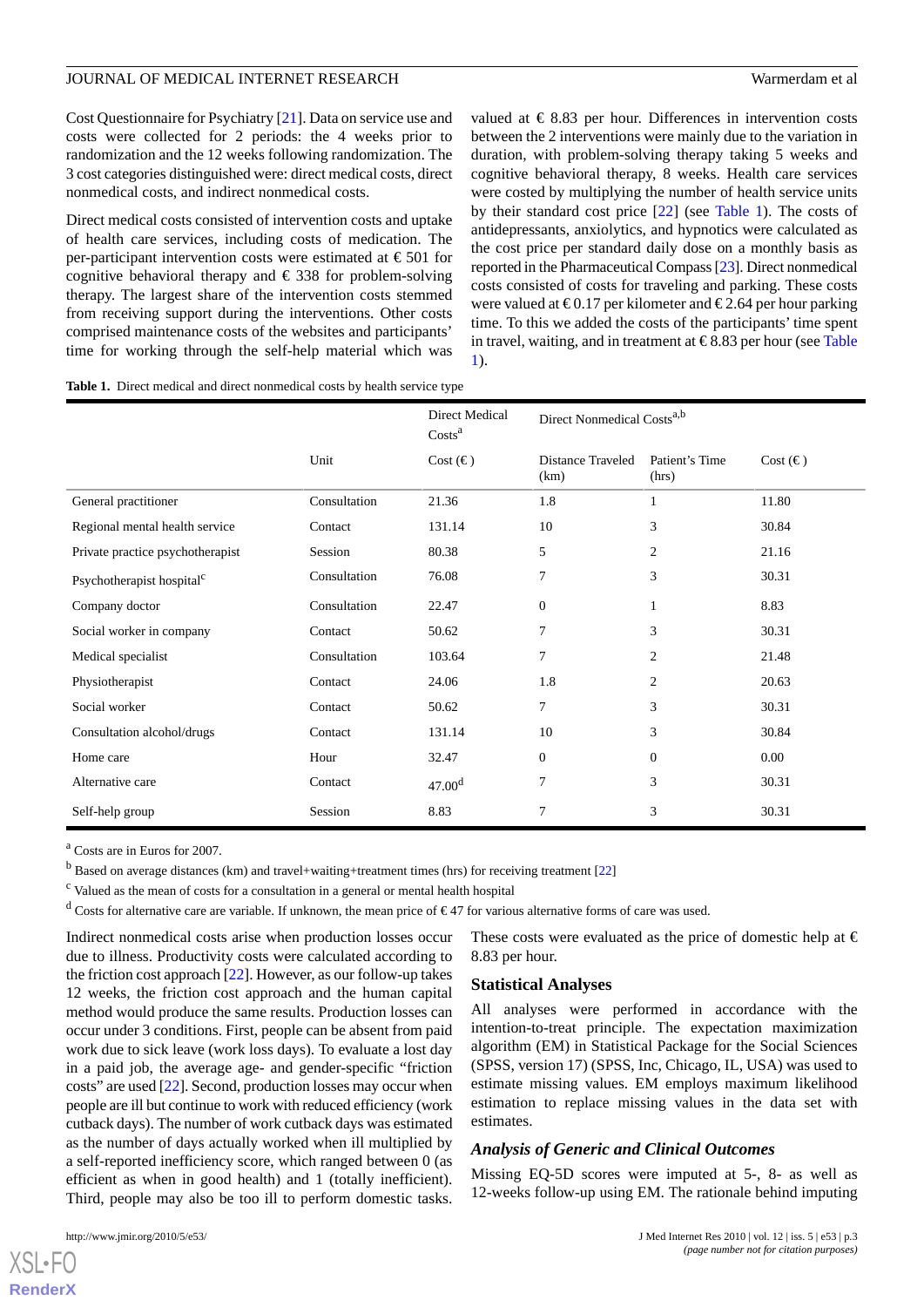Cost Questionnaire for Psychiatry [21]. Data on service use and costs were collected for 2 periods: the 4 weeks prior to randomization and the 12 weeks following randomization. The 3 cost categories distinguished were: direct medical costs, direct nonmedical costs, and indirect nonmedical costs.

Direct medical costs consisted of intervention costs and uptake of health care services, including costs of medication. The per-participant intervention costs were estimated at € 501 for cognitive behavioral therapy and € 338 for problem-solving therapy. The largest share of the intervention costs stemmed from receiving support during the interventions. Other costs comprised maintenance costs of the websites and participants' time for working through the self-help material which was valued at € 8.83 per hour. Differences in intervention costs between the 2 interventions were mainly due to the variation in duration, with problem-solving therapy taking 5 weeks and cognitive behavioral therapy, 8 weeks. Health care services were costed by multiplying the number of health service units by their standard cost price [22] (see Table 1). The costs of antidepressants, anxiolytics, and hypnotics were calculated as the cost price per standard daily dose on a monthly basis as reported in the Pharmaceutical Compass [23]. Direct nonmedical costs consisted of costs for traveling and parking. These costs were valued at € 0.17 per kilometer and € 2.64 per hour parking time. To this we added the costs of the participants' time spent in travel, waiting, and in treatment at € 8.83 per hour (see Table 1).

**Table 1.** Direct medical and direct nonmedical costs by health service type

| | | Direct Medical Costs[a] | Direct Nonmedical Costs[a,b] | | |
|---|---|---|---|---|---|
| | Unit | Cost (€) | Distance Traveled (km) | Patient's Time (hrs) | Cost (€) |
| General practitioner | Consultation | 21.36 | 1.8 | 1 | 11.80 |
| Regional mental health service | Contact | 131.14 | 10 | 3 | 30.84 |
| Private practice psychotherapist | Session | 80.38 | 5 | 2 | 21.16 |
| Psychotherapist hospital[c] | Consultation | 76.08 | 7 | 3 | 30.31 |
| Company doctor | Consultation | 22.47 | 0 | 1 | 8.83 |
| Social worker in company | Contact | 50.62 | 7 | 3 | 30.31 |
| Medical specialist | Consultation | 103.64 | 7 | 2 | 21.48 |
| Physiotherapist | Contact | 24.06 | 1.8 | 2 | 20.63 |
| Social worker | Contact | 50.62 | 7 | 3 | 30.31 |
| Consultation alcohol/drugs | Contact | 131.14 | 10 | 3 | 30.84 |
| Home care | Hour | 32.47 | 0 | 0 | 0.00 |
| Alternative care | Contact | 47.00[d] | 7 | 3 | 30.31 |
| Self-help group | Session | 8.83 | 7 | 3 | 30.31 |

[a] Costs are in Euros for 2007.

[b] Based on average distances (km) and travel+waiting+treatment times (hrs) for receiving treatment [22]

[c] Valued as the mean of costs for a consultation in a general or mental health hospital

[d] Costs for alternative care are variable. If unknown, the mean price of € 47 for various alternative forms of care was used.

Indirect nonmedical costs arise when production losses occur due to illness. Productivity costs were calculated according to the friction cost approach [22]. However, as our follow-up takes 12 weeks, the friction cost approach and the human capital method would produce the same results. Production losses can occur under 3 conditions. First, people can be absent from paid work due to sick leave (work loss days). To evaluate a lost day in a paid job, the average age- and gender-specific "friction costs" are used [22]. Second, production losses may occur when people are ill but continue to work with reduced efficiency (work cutback days). The number of work cutback days was estimated as the number of days actually worked when ill multiplied by a self-reported inefficiency score, which ranged between 0 (as efficient as when in good health) and 1 (totally inefficient). Third, people may also be too ill to perform domestic tasks. These costs were evaluated as the price of domestic help at € 8.83 per hour.

## Statistical Analyses

All analyses were performed in accordance with the intention-to-treat principle. The expectation maximization algorithm (EM) in Statistical Package for the Social Sciences (SPSS, version 17) (SPSS, Inc, Chicago, IL, USA) was used to estimate missing values. EM employs maximum likelihood estimation to replace missing values in the data set with estimates.

### *Analysis of Generic and Clinical Outcomes*

Missing EQ-5D scores were imputed at 5-, 8- as well as 12-weeks follow-up using EM. The rationale behind imputing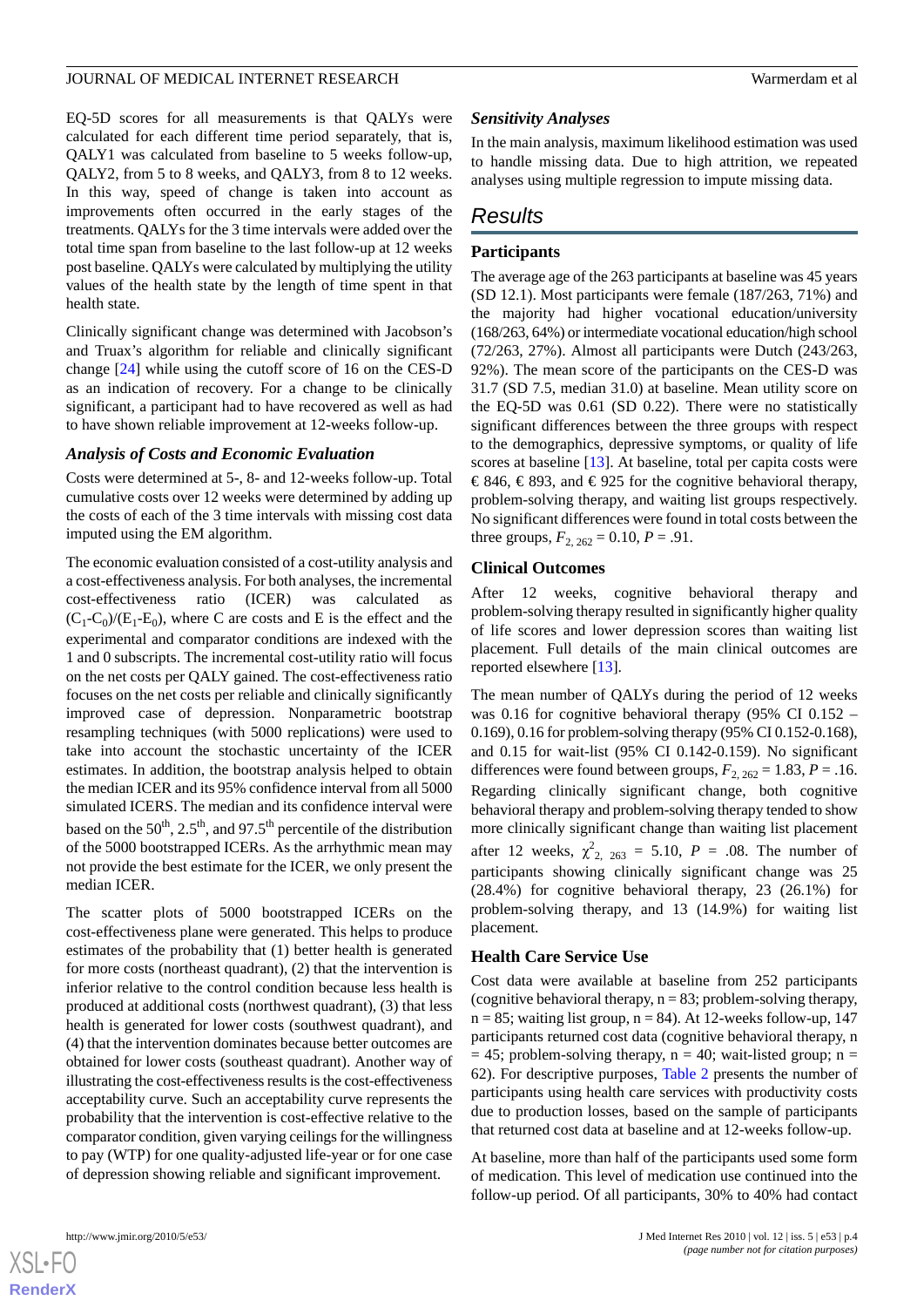EQ-5D scores for all measurements is that QALYs were calculated for each different time period separately, that is, QALY1 was calculated from baseline to 5 weeks follow-up, QALY2, from 5 to 8 weeks, and QALY3, from 8 to 12 weeks. In this way, speed of change is taken into account as improvements often occurred in the early stages of the treatments. QALYs for the 3 time intervals were added over the total time span from baseline to the last follow-up at 12 weeks post baseline. QALYs were calculated by multiplying the utility values of the health state by the length of time spent in that health state.

Clinically significant change was determined with Jacobson's and Truax's algorithm for reliable and clinically significant change [24] while using the cutoff score of 16 on the CES-D as an indication of recovery. For a change to be clinically significant, a participant had to have recovered as well as had to have shown reliable improvement at 12-weeks follow-up.

### *Analysis of Costs and Economic Evaluation*

Costs were determined at 5-, 8- and 12-weeks follow-up. Total cumulative costs over 12 weeks were determined by adding up the costs of each of the 3 time intervals with missing cost data imputed using the EM algorithm.

The economic evaluation consisted of a cost-utility analysis and a cost-effectiveness analysis. For both analyses, the incremental cost-effectiveness ratio (ICER) was calculated as $(C_1\text{-}C_0)/(E_1\text{-}E_0)$, where C are costs and E is the effect and the experimental and comparator conditions are indexed with the 1 and 0 subscripts. The incremental cost-utility ratio will focus on the net costs per QALY gained. The cost-effectiveness ratio focuses on the net costs per reliable and clinically significantly improved case of depression. Nonparametric bootstrap resampling techniques (with 5000 replications) were used to take into account the stochastic uncertainty of the ICER estimates. In addition, the bootstrap analysis helped to obtain the median ICER and its 95% confidence interval from all 5000 simulated ICERS. The median and its confidence interval were based on the $50^{th}$, $2.5^{th}$, and $97.5^{th}$ percentile of the distribution of the 5000 bootstrapped ICERs. As the arrhythmic mean may not provide the best estimate for the ICER, we only present the median ICER.

The scatter plots of 5000 bootstrapped ICERs on the cost-effectiveness plane were generated. This helps to produce estimates of the probability that (1) better health is generated for more costs (northeast quadrant), (2) that the intervention is inferior relative to the control condition because less health is produced at additional costs (northwest quadrant), (3) that less health is generated for lower costs (southwest quadrant), and (4) that the intervention dominates because better outcomes are obtained for lower costs (southeast quadrant). Another way of illustrating the cost-effectiveness results is the cost-effectiveness acceptability curve. Such an acceptability curve represents the probability that the intervention is cost-effective relative to the comparator condition, given varying ceilings for the willingness to pay (WTP) for one quality-adjusted life-year or for one case of depression showing reliable and significant improvement.

### *Sensitivity Analyses*

In the main analysis, maximum likelihood estimation was used to handle missing data. Due to high attrition, we repeated analyses using multiple regression to impute missing data.

## Results

### Participants

The average age of the 263 participants at baseline was 45 years (SD 12.1). Most participants were female (187/263, 71%) and the majority had higher vocational education/university (168/263, 64%) or intermediate vocational education/high school (72/263, 27%). Almost all participants were Dutch (243/263, 92%). The mean score of the participants on the CES-D was 31.7 (SD 7.5, median 31.0) at baseline. Mean utility score on the EQ-5D was 0.61 (SD 0.22). There were no statistically significant differences between the three groups with respect to the demographics, depressive symptoms, or quality of life scores at baseline [13]. At baseline, total per capita costs were € 846, € 893, and € 925 for the cognitive behavioral therapy, problem-solving therapy, and waiting list groups respectively. No significant differences were found in total costs between the three groups, $F_{2,\,262} = 0.10$, $P = .91$.

### Clinical Outcomes

After 12 weeks, cognitive behavioral therapy and problem-solving therapy resulted in significantly higher quality of life scores and lower depression scores than waiting list placement. Full details of the main clinical outcomes are reported elsewhere [13].

The mean number of QALYs during the period of 12 weeks was 0.16 for cognitive behavioral therapy (95% CI 0.152 – 0.169), 0.16 for problem-solving therapy (95% CI 0.152-0.168), and 0.15 for wait-list (95% CI 0.142-0.159). No significant differences were found between groups, $F_{2,\,262} = 1.83$, $P = .16$. Regarding clinically significant change, both cognitive behavioral therapy and problem-solving therapy tended to show more clinically significant change than waiting list placement after 12 weeks, $\chi^2_{2,\,263} = 5.10$, $P = .08$. The number of participants showing clinically significant change was 25 (28.4%) for cognitive behavioral therapy, 23 (26.1%) for problem-solving therapy, and 13 (14.9%) for waiting list placement.

### Health Care Service Use

Cost data were available at baseline from 252 participants (cognitive behavioral therapy, n = 83; problem-solving therapy, n = 85; waiting list group, n = 84). At 12-weeks follow-up, 147 participants returned cost data (cognitive behavioral therapy, n = 45; problem-solving therapy, n = 40; wait-listed group; n = 62). For descriptive purposes, Table 2 presents the number of participants using health care services with productivity costs due to production losses, based on the sample of participants that returned cost data at baseline and at 12-weeks follow-up.

At baseline, more than half of the participants used some form of medication. This level of medication use continued into the follow-up period. Of all participants, 30% to 40% had contact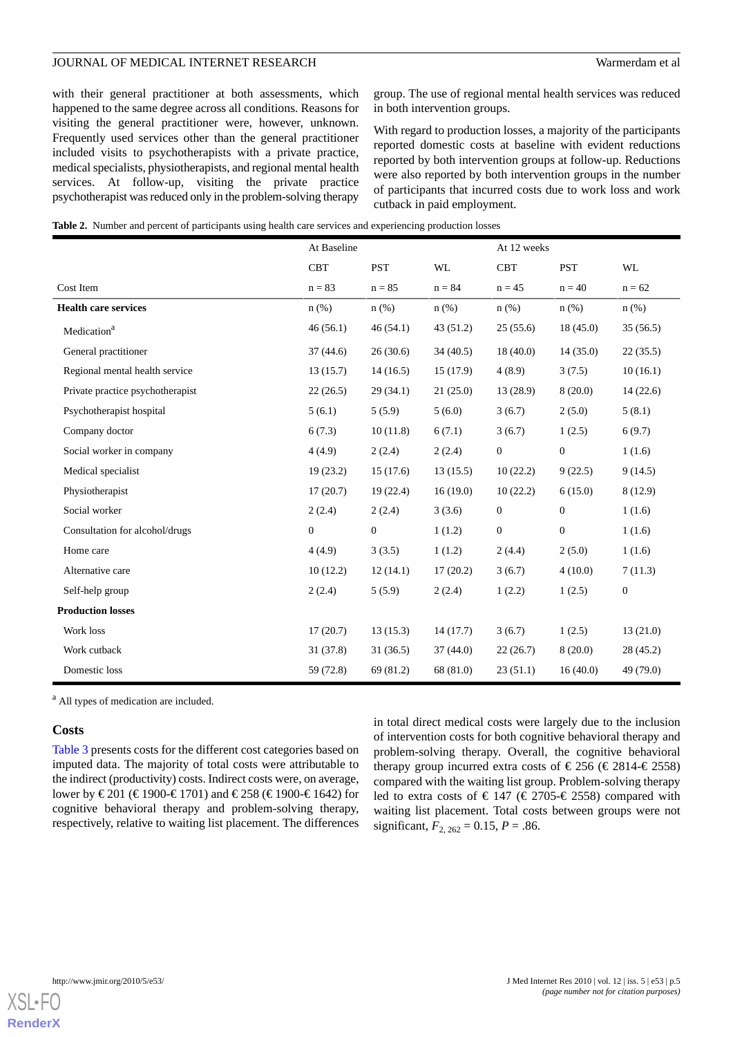with their general practitioner at both assessments, which happened to the same degree across all conditions. Reasons for visiting the general practitioner were, however, unknown. Frequently used services other than the general practitioner included visits to psychotherapists with a private practice, medical specialists, physiotherapists, and regional mental health services. At follow-up, visiting the private practice psychotherapist was reduced only in the problem-solving therapy group. The use of regional mental health services was reduced in both intervention groups.

With regard to production losses, a majority of the participants reported domestic costs at baseline with evident reductions reported by both intervention groups at follow-up. Reductions were also reported by both intervention groups in the number of participants that incurred costs due to work loss and work cutback in paid employment.

**Table 2.** Number and percent of participants using health care services and experiencing production losses

| | At Baseline | | | At 12 weeks | | |
|---|---|---|---|---|---|---|
| | CBT | PST | WL | CBT | PST | WL |
| Cost Item | n = 83 | n = 85 | n = 84 | n = 45 | n = 40 | n = 62 |
| **Health care services** | n (%) | n (%) | n (%) | n (%) | n (%) | n (%) |
| Medication[a] | 46 (56.1) | 46 (54.1) | 43 (51.2) | 25 (55.6) | 18 (45.0) | 35 (56.5) |
| General practitioner | 37 (44.6) | 26 (30.6) | 34 (40.5) | 18 (40.0) | 14 (35.0) | 22 (35.5) |
| Regional mental health service | 13 (15.7) | 14 (16.5) | 15 (17.9) | 4 (8.9) | 3 (7.5) | 10 (16.1) |
| Private practice psychotherapist | 22 (26.5) | 29 (34.1) | 21 (25.0) | 13 (28.9) | 8 (20.0) | 14 (22.6) |
| Psychotherapist hospital | 5 (6.1) | 5 (5.9) | 5 (6.0) | 3 (6.7) | 2 (5.0) | 5 (8.1) |
| Company doctor | 6 (7.3) | 10 (11.8) | 6 (7.1) | 3 (6.7) | 1 (2.5) | 6 (9.7) |
| Social worker in company | 4 (4.9) | 2 (2.4) | 2 (2.4) | 0 | 0 | 1 (1.6) |
| Medical specialist | 19 (23.2) | 15 (17.6) | 13 (15.5) | 10 (22.2) | 9 (22.5) | 9 (14.5) |
| Physiotherapist | 17 (20.7) | 19 (22.4) | 16 (19.0) | 10 (22.2) | 6 (15.0) | 8 (12.9) |
| Social worker | 2 (2.4) | 2 (2.4) | 3 (3.6) | 0 | 0 | 1 (1.6) |
| Consultation for alcohol/drugs | 0 | 0 | 1 (1.2) | 0 | 0 | 1 (1.6) |
| Home care | 4 (4.9) | 3 (3.5) | 1 (1.2) | 2 (4.4) | 2 (5.0) | 1 (1.6) |
| Alternative care | 10 (12.2) | 12 (14.1) | 17 (20.2) | 3 (6.7) | 4 (10.0) | 7 (11.3) |
| Self-help group | 2 (2.4) | 5 (5.9) | 2 (2.4) | 1 (2.2) | 1 (2.5) | 0 |
| **Production losses** | | | | | | |
| Work loss | 17 (20.7) | 13 (15.3) | 14 (17.7) | 3 (6.7) | 1 (2.5) | 13 (21.0) |
| Work cutback | 31 (37.8) | 31 (36.5) | 37 (44.0) | 22 (26.7) | 8 (20.0) | 28 (45.2) |
| Domestic loss | 59 (72.8) | 69 (81.2) | 68 (81.0) | 23 (51.1) | 16 (40.0) | 49 (79.0) |

[a] All types of medication are included.

## Costs

Table 3 presents costs for the different cost categories based on imputed data. The majority of total costs were attributable to the indirect (productivity) costs. Indirect costs were, on average, lower by € 201 (€ 1900-€ 1701) and € 258 (€ 1900-€ 1642) for cognitive behavioral therapy and problem-solving therapy, respectively, relative to waiting list placement. The differences in total direct medical costs were largely due to the inclusion of intervention costs for both cognitive behavioral therapy and problem-solving therapy. Overall, the cognitive behavioral therapy group incurred extra costs of € 256 (€ 2814-€ 2558) compared with the waiting list group. Problem-solving therapy led to extra costs of € 147 (€ 2705-€ 2558) compared with waiting list placement. Total costs between groups were not significant, $F_{2,\,262} = 0.15$, $P = .86$.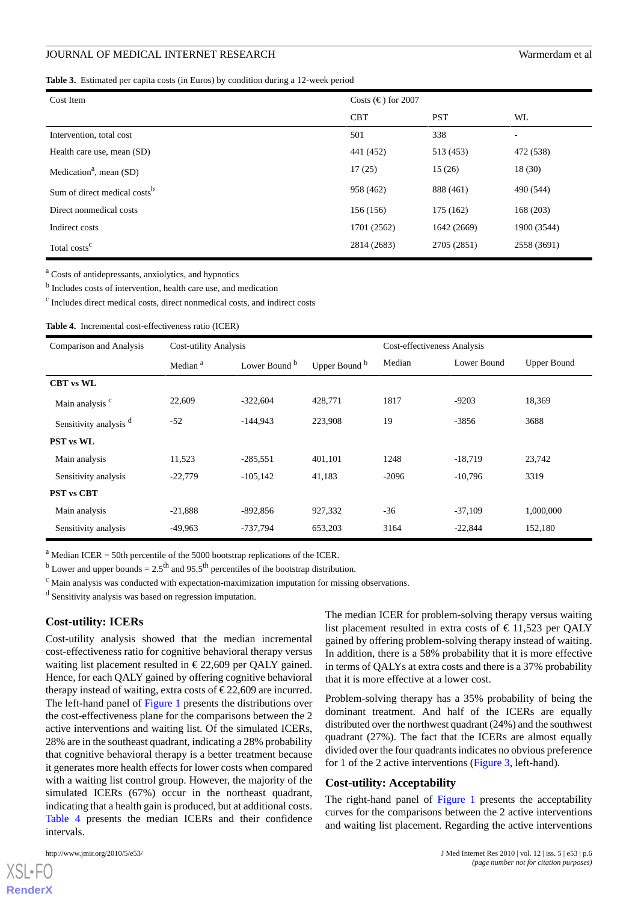**Table 3.** Estimated per capita costs (in Euros) by condition during a 12-week period

| Cost Item | Costs (€ ) for 2007 | | |
|---|---|---|---|
| | CBT | PST | WL |
| Intervention, total cost | 501 | 338 | - |
| Health care use, mean (SD) | 441 (452) | 513 (453) | 472 (538) |
| Medication[a], mean (SD) | 17 (25) | 15 (26) | 18 (30) |
| Sum of direct medical costs[b] | 958 (462) | 888 (461) | 490 (544) |
| Direct nonmedical costs | 156 (156) | 175 (162) | 168 (203) |
| Indirect costs | 1701 (2562) | 1642 (2669) | 1900 (3544) |
| Total costs[c] | 2814 (2683) | 2705 (2851) | 2558 (3691) |

[a] Costs of antidepressants, anxiolytics, and hypnotics

[b] Includes costs of intervention, health care use, and medication

[c] Includes direct medical costs, direct nonmedical costs, and indirect costs

**Table 4.** Incremental cost-effectiveness ratio (ICER)

| Comparison and Analysis | Cost-utility Analysis | | | Cost-effectiveness Analysis | | |
|---|---|---|---|---|---|---|
| | Median [a] | Lower Bound [b] | Upper Bound [b] | Median | Lower Bound | Upper Bound |
| **CBT vs WL** | | | | | | |
| Main analysis [c] | 22,609 | -322,604 | 428,771 | 1817 | -9203 | 18,369 |
| Sensitivity analysis [d] | -52 | -144,943 | 223,908 | 19 | -3856 | 3688 |
| **PST vs WL** | | | | | | |
| Main analysis | 11,523 | -285,551 | 401,101 | 1248 | -18,719 | 23,742 |
| Sensitivity analysis | -22,779 | -105,142 | 41,183 | -2096 | -10,796 | 3319 |
| **PST vs CBT** | | | | | | |
| Main analysis | -21,888 | -892,856 | 927,332 | -36 | -37,109 | 1,000,000 |
| Sensitivity analysis | -49,963 | -737,794 | 653,203 | 3164 | -22,844 | 152,180 |

[a] Median ICER = 50th percentile of the 5000 bootstrap replications of the ICER.

[b] Lower and upper bounds = 2.5th and 95.5th percentiles of the bootstrap distribution.

[c] Main analysis was conducted with expectation-maximization imputation for missing observations.

[d] Sensitivity analysis was based on regression imputation.

### Cost-utility: ICERs

Cost-utility analysis showed that the median incremental cost-effectiveness ratio for cognitive behavioral therapy versus waiting list placement resulted in € 22,609 per QALY gained. Hence, for each QALY gained by offering cognitive behavioral therapy instead of waiting, extra costs of € 22,609 are incurred. The left-hand panel of Figure 1 presents the distributions over the cost-effectiveness plane for the comparisons between the 2 active interventions and waiting list. Of the simulated ICERs, 28% are in the southeast quadrant, indicating a 28% probability that cognitive behavioral therapy is a better treatment because it generates more health effects for lower costs when compared with a waiting list control group. However, the majority of the simulated ICERs (67%) occur in the northeast quadrant, indicating that a health gain is produced, but at additional costs. Table 4 presents the median ICERs and their confidence intervals.

The median ICER for problem-solving therapy versus waiting list placement resulted in extra costs of € 11,523 per QALY gained by offering problem-solving therapy instead of waiting. In addition, there is a 58% probability that it is more effective in terms of QALYs at extra costs and there is a 37% probability that it is more effective at a lower cost.

Problem-solving therapy has a 35% probability of being the dominant treatment. And half of the ICERs are equally distributed over the northwest quadrant (24%) and the southwest quadrant (27%). The fact that the ICERs are almost equally divided over the four quadrants indicates no obvious preference for 1 of the 2 active interventions (Figure 3, left-hand).

### Cost-utility: Acceptability

The right-hand panel of Figure 1 presents the acceptability curves for the comparisons between the 2 active interventions and waiting list placement. Regarding the active interventions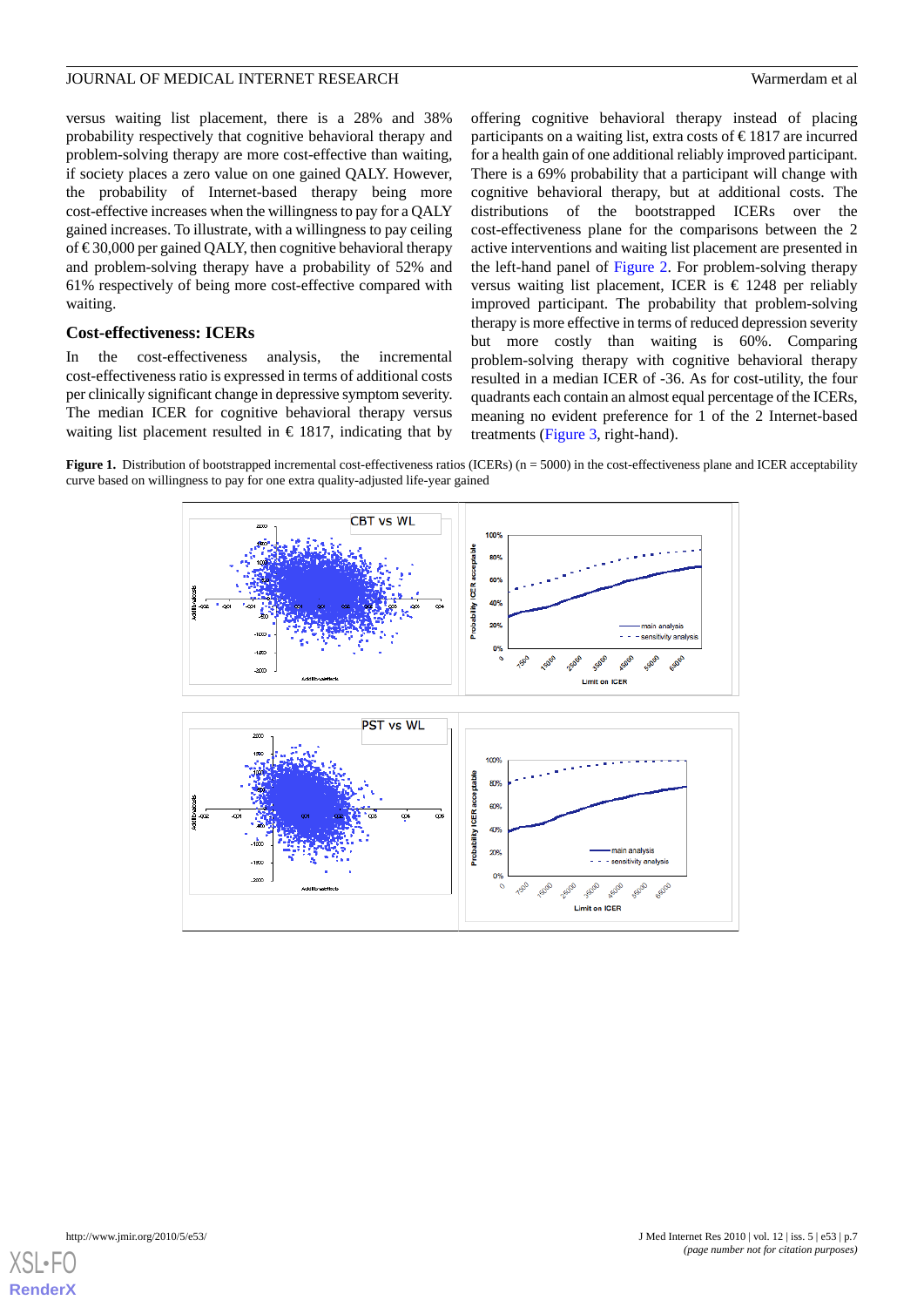versus waiting list placement, there is a 28% and 38% probability respectively that cognitive behavioral therapy and problem-solving therapy are more cost-effective than waiting, if society places a zero value on one gained QALY. However, the probability of Internet-based therapy being more cost-effective increases when the willingness to pay for a QALY gained increases. To illustrate, with a willingness to pay ceiling of € 30,000 per gained QALY, then cognitive behavioral therapy and problem-solving therapy have a probability of 52% and 61% respectively of being more cost-effective compared with waiting.

### Cost-effectiveness: ICERs

In the cost-effectiveness analysis, the incremental cost-effectiveness ratio is expressed in terms of additional costs per clinically significant change in depressive symptom severity. The median ICER for cognitive behavioral therapy versus waiting list placement resulted in € 1817, indicating that by offering cognitive behavioral therapy instead of placing participants on a waiting list, extra costs of € 1817 are incurred for a health gain of one additional reliably improved participant. There is a 69% probability that a participant will change with cognitive behavioral therapy, but at additional costs. The distributions of the bootstrapped ICERs over the cost-effectiveness plane for the comparisons between the 2 active interventions and waiting list placement are presented in the left-hand panel of Figure 2. For problem-solving therapy versus waiting list placement, ICER is € 1248 per reliably improved participant. The probability that problem-solving therapy is more effective in terms of reduced depression severity but more costly than waiting is 60%. Comparing problem-solving therapy with cognitive behavioral therapy resulted in a median ICER of -36. As for cost-utility, the four quadrants each contain an almost equal percentage of the ICERs, meaning no evident preference for 1 of the 2 Internet-based treatments (Figure 3, right-hand).

**Figure 1.** Distribution of bootstrapped incremental cost-effectiveness ratios (ICERs) (n = 5000) in the cost-effectiveness plane and ICER acceptability curve based on willingness to pay for one extra quality-adjusted life-year gained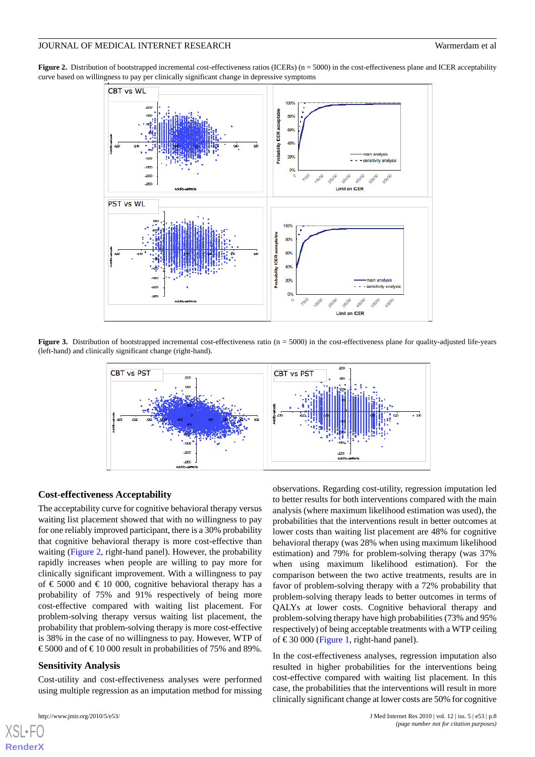**Figure 2.** Distribution of bootstrapped incremental cost-effectiveness ratios (ICERs) (n = 5000) in the cost-effectiveness plane and ICER acceptability curve based on willingness to pay per clinically significant change in depressive symptoms

**Figure 3.** Distribution of bootstrapped incremental cost-effectiveness ratio (n = 5000) in the cost-effectiveness plane for quality-adjusted life-years (left-hand) and clinically significant change (right-hand).

### Cost-effectiveness Acceptability

The acceptability curve for cognitive behavioral therapy versus waiting list placement showed that with no willingness to pay for one reliably improved participant, there is a 30% probability that cognitive behavioral therapy is more cost-effective than waiting (Figure 2, right-hand panel). However, the probability rapidly increases when people are willing to pay more for clinically significant improvement. With a willingness to pay of € 5000 and € 10 000, cognitive behavioral therapy has a probability of 75% and 91% respectively of being more cost-effective compared with waiting list placement. For problem-solving therapy versus waiting list placement, the probability that problem-solving therapy is more cost-effective is 38% in the case of no willingness to pay. However, WTP of € 5000 and of € 10 000 result in probabilities of 75% and 89%.

### Sensitivity Analysis

Cost-utility and cost-effectiveness analyses were performed using multiple regression as an imputation method for missing observations. Regarding cost-utility, regression imputation led to better results for both interventions compared with the main analysis (where maximum likelihood estimation was used), the probabilities that the interventions result in better outcomes at lower costs than waiting list placement are 48% for cognitive behavioral therapy (was 28% when using maximum likelihood estimation) and 79% for problem-solving therapy (was 37% when using maximum likelihood estimation). For the comparison between the two active treatments, results are in favor of problem-solving therapy with a 72% probability that problem-solving therapy leads to better outcomes in terms of QALYs at lower costs. Cognitive behavioral therapy and problem-solving therapy have high probabilities (73% and 95% respectively) of being acceptable treatments with a WTP ceiling of € 30 000 (Figure 1, right-hand panel).

In the cost-effectiveness analyses, regression imputation also resulted in higher probabilities for the interventions being cost-effective compared with waiting list placement. In this case, the probabilities that the interventions will result in more clinically significant change at lower costs are 50% for cognitive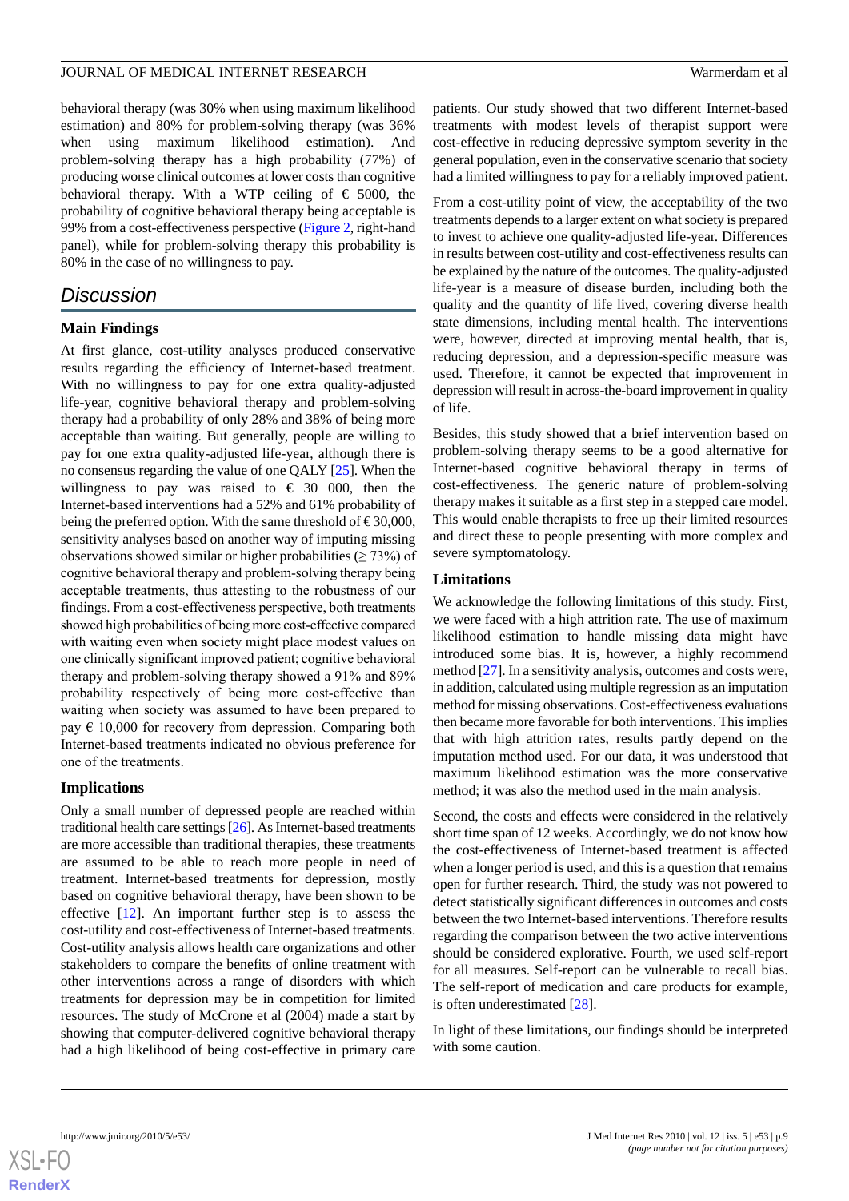behavioral therapy (was 30% when using maximum likelihood estimation) and 80% for problem-solving therapy (was 36% when using maximum likelihood estimation). And problem-solving therapy has a high probability (77%) of producing worse clinical outcomes at lower costs than cognitive behavioral therapy. With a WTP ceiling of € 5000, the probability of cognitive behavioral therapy being acceptable is 99% from a cost-effectiveness perspective (Figure 2, right-hand panel), while for problem-solving therapy this probability is 80% in the case of no willingness to pay.

## Discussion

### Main Findings

At first glance, cost-utility analyses produced conservative results regarding the efficiency of Internet-based treatment. With no willingness to pay for one extra quality-adjusted life-year, cognitive behavioral therapy and problem-solving therapy had a probability of only 28% and 38% of being more acceptable than waiting. But generally, people are willing to pay for one extra quality-adjusted life-year, although there is no consensus regarding the value of one QALY [25]. When the willingness to pay was raised to € 30 000, then the Internet-based interventions had a 52% and 61% probability of being the preferred option. With the same threshold of € 30,000, sensitivity analyses based on another way of imputing missing observations showed similar or higher probabilities (≥ 73%) of cognitive behavioral therapy and problem-solving therapy being acceptable treatments, thus attesting to the robustness of our findings. From a cost-effectiveness perspective, both treatments showed high probabilities of being more cost-effective compared with waiting even when society might place modest values on one clinically significant improved patient; cognitive behavioral therapy and problem-solving therapy showed a 91% and 89% probability respectively of being more cost-effective than waiting when society was assumed to have been prepared to pay € 10,000 for recovery from depression. Comparing both Internet-based treatments indicated no obvious preference for one of the treatments.

### Implications

Only a small number of depressed people are reached within traditional health care settings [26]. As Internet-based treatments are more accessible than traditional therapies, these treatments are assumed to be able to reach more people in need of treatment. Internet-based treatments for depression, mostly based on cognitive behavioral therapy, have been shown to be effective [12]. An important further step is to assess the cost-utility and cost-effectiveness of Internet-based treatments. Cost-utility analysis allows health care organizations and other stakeholders to compare the benefits of online treatment with other interventions across a range of disorders with which treatments for depression may be in competition for limited resources. The study of McCrone et al (2004) made a start by showing that computer-delivered cognitive behavioral therapy had a high likelihood of being cost-effective in primary care patients. Our study showed that two different Internet-based treatments with modest levels of therapist support were cost-effective in reducing depressive symptom severity in the general population, even in the conservative scenario that society had a limited willingness to pay for a reliably improved patient.

From a cost-utility point of view, the acceptability of the two treatments depends to a larger extent on what society is prepared to invest to achieve one quality-adjusted life-year. Differences in results between cost-utility and cost-effectiveness results can be explained by the nature of the outcomes. The quality-adjusted life-year is a measure of disease burden, including both the quality and the quantity of life lived, covering diverse health state dimensions, including mental health. The interventions were, however, directed at improving mental health, that is, reducing depression, and a depression-specific measure was used. Therefore, it cannot be expected that improvement in depression will result in across-the-board improvement in quality of life.

Besides, this study showed that a brief intervention based on problem-solving therapy seems to be a good alternative for Internet-based cognitive behavioral therapy in terms of cost-effectiveness. The generic nature of problem-solving therapy makes it suitable as a first step in a stepped care model. This would enable therapists to free up their limited resources and direct these to people presenting with more complex and severe symptomatology.

### Limitations

We acknowledge the following limitations of this study. First, we were faced with a high attrition rate. The use of maximum likelihood estimation to handle missing data might have introduced some bias. It is, however, a highly recommend method [27]. In a sensitivity analysis, outcomes and costs were, in addition, calculated using multiple regression as an imputation method for missing observations. Cost-effectiveness evaluations then became more favorable for both interventions. This implies that with high attrition rates, results partly depend on the imputation method used. For our data, it was understood that maximum likelihood estimation was the more conservative method; it was also the method used in the main analysis.

Second, the costs and effects were considered in the relatively short time span of 12 weeks. Accordingly, we do not know how the cost-effectiveness of Internet-based treatment is affected when a longer period is used, and this is a question that remains open for further research. Third, the study was not powered to detect statistically significant differences in outcomes and costs between the two Internet-based interventions. Therefore results regarding the comparison between the two active interventions should be considered explorative. Fourth, we used self-report for all measures. Self-report can be vulnerable to recall bias. The self-report of medication and care products for example, is often underestimated [28].

In light of these limitations, our findings should be interpreted with some caution.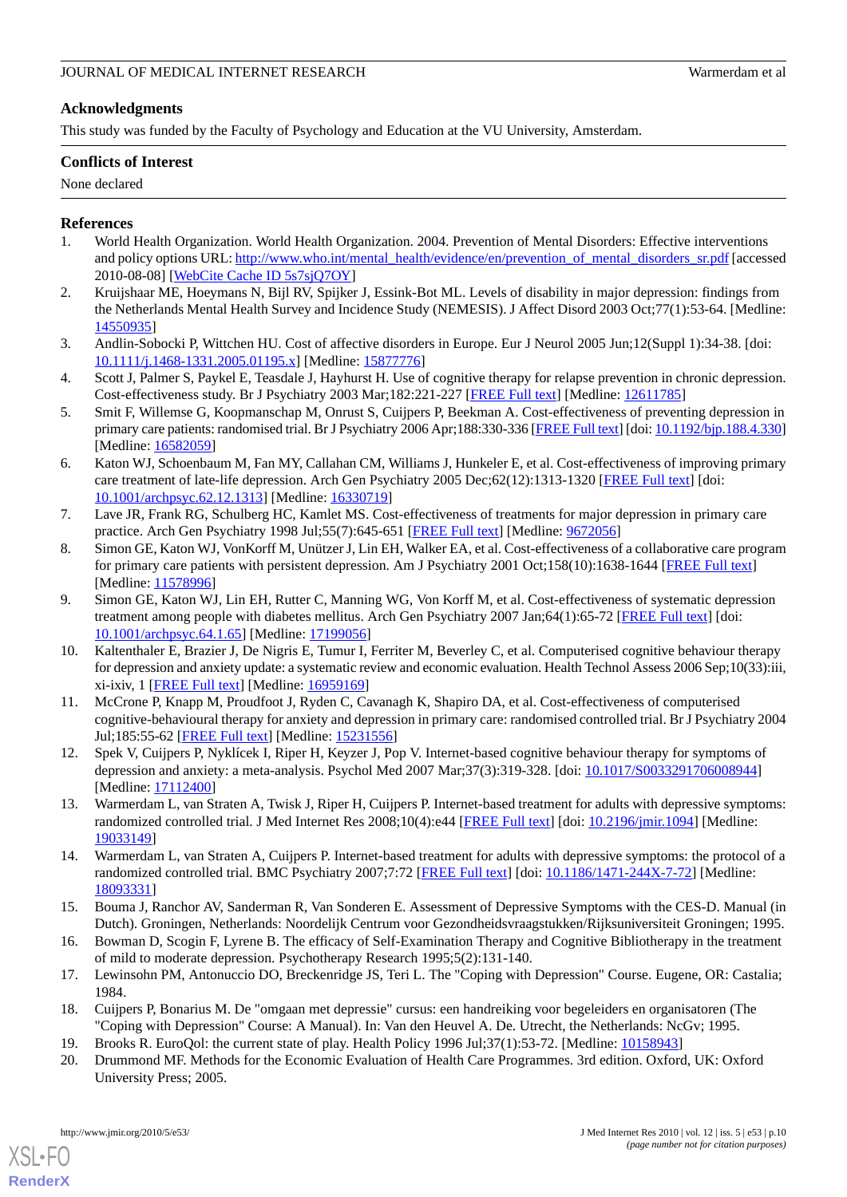## Acknowledgments

This study was funded by the Faculty of Psychology and Education at the VU University, Amsterdam.

## Conflicts of Interest

None declared

## References

1. World Health Organization. World Health Organization. 2004. Prevention of Mental Disorders: Effective interventions and policy options URL: http://www.who.int/mental_health/evidence/en/prevention_of_mental_disorders_sr.pdf [accessed 2010-08-08] [WebCite Cache ID 5s7sjQ7OY]
2. Kruijshaar ME, Hoeymans N, Bijl RV, Spijker J, Essink-Bot ML. Levels of disability in major depression: findings from the Netherlands Mental Health Survey and Incidence Study (NEMESIS). J Affect Disord 2003 Oct;77(1):53-64. [Medline: 14550935]
3. Andlin-Sobocki P, Wittchen HU. Cost of affective disorders in Europe. Eur J Neurol 2005 Jun;12(Suppl 1):34-38. [doi: 10.1111/j.1468-1331.2005.01195.x] [Medline: 15877776]
4. Scott J, Palmer S, Paykel E, Teasdale J, Hayhurst H. Use of cognitive therapy for relapse prevention in chronic depression. Cost-effectiveness study. Br J Psychiatry 2003 Mar;182:221-227 [FREE Full text] [Medline: 12611785]
5. Smit F, Willemse G, Koopmanschap M, Onrust S, Cuijpers P, Beekman A. Cost-effectiveness of preventing depression in primary care patients: randomised trial. Br J Psychiatry 2006 Apr;188:330-336 [FREE Full text] [doi: 10.1192/bjp.188.4.330] [Medline: 16582059]
6. Katon WJ, Schoenbaum M, Fan MY, Callahan CM, Williams J, Hunkeler E, et al. Cost-effectiveness of improving primary care treatment of late-life depression. Arch Gen Psychiatry 2005 Dec;62(12):1313-1320 [FREE Full text] [doi: 10.1001/archpsyc.62.12.1313] [Medline: 16330719]
7. Lave JR, Frank RG, Schulberg HC, Kamlet MS. Cost-effectiveness of treatments for major depression in primary care practice. Arch Gen Psychiatry 1998 Jul;55(7):645-651 [FREE Full text] [Medline: 9672056]
8. Simon GE, Katon WJ, VonKorff M, Unützer J, Lin EH, Walker EA, et al. Cost-effectiveness of a collaborative care program for primary care patients with persistent depression. Am J Psychiatry 2001 Oct;158(10):1638-1644 [FREE Full text] [Medline: 11578996]
9. Simon GE, Katon WJ, Lin EH, Rutter C, Manning WG, Von Korff M, et al. Cost-effectiveness of systematic depression treatment among people with diabetes mellitus. Arch Gen Psychiatry 2007 Jan;64(1):65-72 [FREE Full text] [doi: 10.1001/archpsyc.64.1.65] [Medline: 17199056]
10. Kaltenthaler E, Brazier J, De Nigris E, Tumur I, Ferriter M, Beverley C, et al. Computerised cognitive behaviour therapy for depression and anxiety update: a systematic review and economic evaluation. Health Technol Assess 2006 Sep;10(33):iii, xi-ixiv, 1 [FREE Full text] [Medline: 16959169]
11. McCrone P, Knapp M, Proudfoot J, Ryden C, Cavanagh K, Shapiro DA, et al. Cost-effectiveness of computerised cognitive-behavioural therapy for anxiety and depression in primary care: randomised controlled trial. Br J Psychiatry 2004 Jul;185:55-62 [FREE Full text] [Medline: 15231556]
12. Spek V, Cuijpers P, Nyklícek I, Riper H, Keyzer J, Pop V. Internet-based cognitive behaviour therapy for symptoms of depression and anxiety: a meta-analysis. Psychol Med 2007 Mar;37(3):319-328. [doi: 10.1017/S0033291706008944] [Medline: 17112400]
13. Warmerdam L, van Straten A, Twisk J, Riper H, Cuijpers P. Internet-based treatment for adults with depressive symptoms: randomized controlled trial. J Med Internet Res 2008;10(4):e44 [FREE Full text] [doi: 10.2196/jmir.1094] [Medline: 19033149]
14. Warmerdam L, van Straten A, Cuijpers P. Internet-based treatment for adults with depressive symptoms: the protocol of a randomized controlled trial. BMC Psychiatry 2007;7:72 [FREE Full text] [doi: 10.1186/1471-244X-7-72] [Medline: 18093331]
15. Bouma J, Ranchor AV, Sanderman R, Van Sonderen E. Assessment of Depressive Symptoms with the CES-D. Manual (in Dutch). Groningen, Netherlands: Noordelijk Centrum voor Gezondheidsvraagstukken/Rijksuniversiteit Groningen; 1995.
16. Bowman D, Scogin F, Lyrene B. The efficacy of Self-Examination Therapy and Cognitive Bibliotherapy in the treatment of mild to moderate depression. Psychotherapy Research 1995;5(2):131-140.
17. Lewinsohn PM, Antonuccio DO, Breckenridge JS, Teri L. The "Coping with Depression" Course. Eugene, OR: Castalia; 1984.
18. Cuijpers P, Bonarius M. De "omgaan met depressie" cursus: een handreiking voor begeleiders en organisatoren (The "Coping with Depression" Course: A Manual). In: Van den Heuvel A. De. Utrecht, the Netherlands: NcGv; 1995.
19. Brooks R. EuroQol: the current state of play. Health Policy 1996 Jul;37(1):53-72. [Medline: 10158943]
20. Drummond MF. Methods for the Economic Evaluation of Health Care Programmes. 3rd edition. Oxford, UK: Oxford University Press; 2005.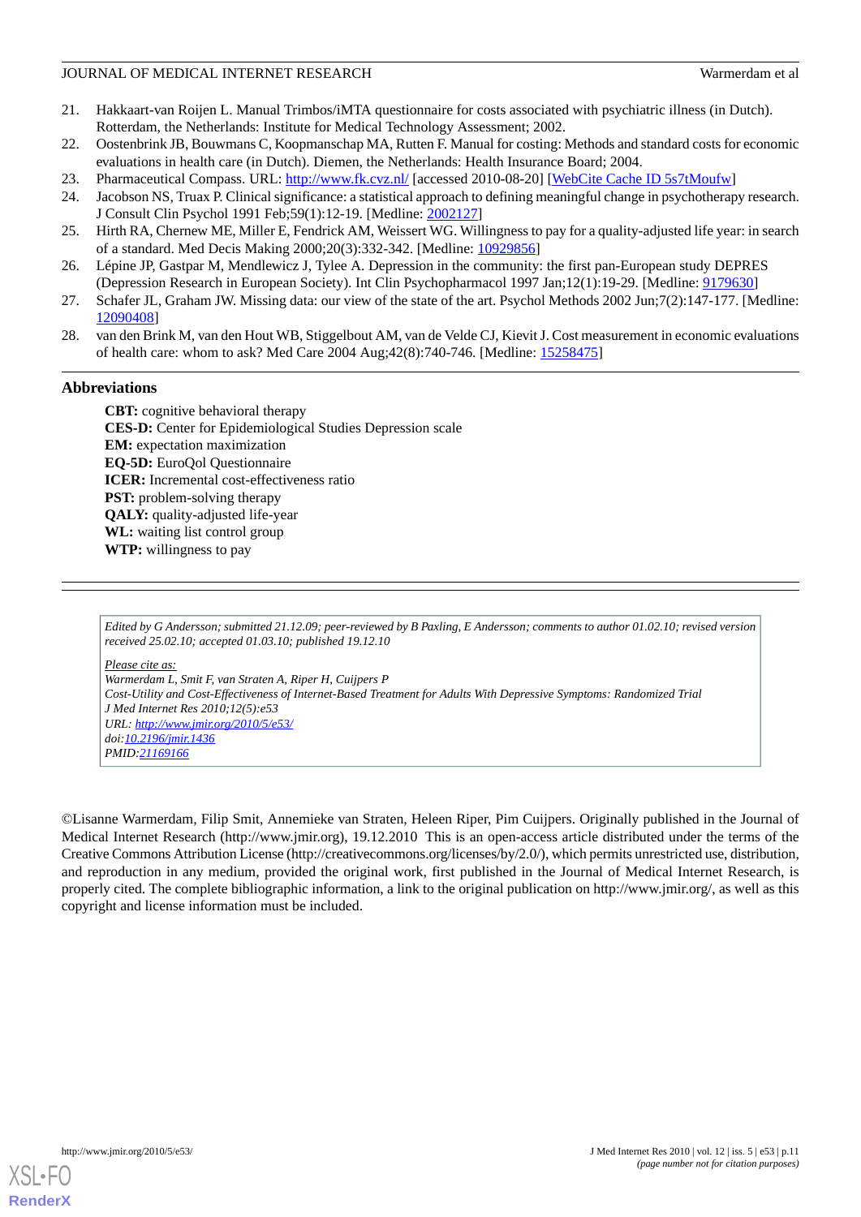21. Hakkaart-van Roijen L. Manual Trimbos/iMTA questionnaire for costs associated with psychiatric illness (in Dutch). Rotterdam, the Netherlands: Institute for Medical Technology Assessment; 2002.
22. Oostenbrink JB, Bouwmans C, Koopmanschap MA, Rutten F. Manual for costing: Methods and standard costs for economic evaluations in health care (in Dutch). Diemen, the Netherlands: Health Insurance Board; 2004.
23. Pharmaceutical Compass. URL: http://www.fk.cvz.nl/ [accessed 2010-08-20] [WebCite Cache ID 5s7tMoufw]
24. Jacobson NS, Truax P. Clinical significance: a statistical approach to defining meaningful change in psychotherapy research. J Consult Clin Psychol 1991 Feb;59(1):12-19. [Medline: 2002127]
25. Hirth RA, Chernew ME, Miller E, Fendrick AM, Weissert WG. Willingness to pay for a quality-adjusted life year: in search of a standard. Med Decis Making 2000;20(3):332-342. [Medline: 10929856]
26. Lépine JP, Gastpar M, Mendlewicz J, Tylee A. Depression in the community: the first pan-European study DEPRES (Depression Research in European Society). Int Clin Psychopharmacol 1997 Jan;12(1):19-29. [Medline: 9179630]
27. Schafer JL, Graham JW. Missing data: our view of the state of the art. Psychol Methods 2002 Jun;7(2):147-177. [Medline: 12090408]
28. van den Brink M, van den Hout WB, Stiggelbout AM, van de Velde CJ, Kievit J. Cost measurement in economic evaluations of health care: whom to ask? Med Care 2004 Aug;42(8):740-746. [Medline: 15258475]

## Abbreviations

**CBT:** cognitive behavioral therapy
**CES-D:** Center for Epidemiological Studies Depression scale
**EM:** expectation maximization
**EQ-5D:** EuroQol Questionnaire
**ICER:** Incremental cost-effectiveness ratio
**PST:** problem-solving therapy
**QALY:** quality-adjusted life-year
**WL:** waiting list control group
**WTP:** willingness to pay

*Edited by G Andersson; submitted 21.12.09; peer-reviewed by B Paxling, E Andersson; comments to author 01.02.10; revised version received 25.02.10; accepted 01.03.10; published 19.12.10*

*Please cite as:*
*Warmerdam L, Smit F, van Straten A, Riper H, Cuijpers P*
*Cost-Utility and Cost-Effectiveness of Internet-Based Treatment for Adults With Depressive Symptoms: Randomized Trial*
*J Med Internet Res 2010;12(5):e53*
*URL: http://www.jmir.org/2010/5/e53/*
*doi:10.2196/jmir.1436*
*PMID:21169166*

©Lisanne Warmerdam, Filip Smit, Annemieke van Straten, Heleen Riper, Pim Cuijpers. Originally published in the Journal of Medical Internet Research (http://www.jmir.org), 19.12.2010 This is an open-access article distributed under the terms of the Creative Commons Attribution License (http://creativecommons.org/licenses/by/2.0/), which permits unrestricted use, distribution, and reproduction in any medium, provided the original work, first published in the Journal of Medical Internet Research, is properly cited. The complete bibliographic information, a link to the original publication on http://www.jmir.org/, as well as this copyright and license information must be included.